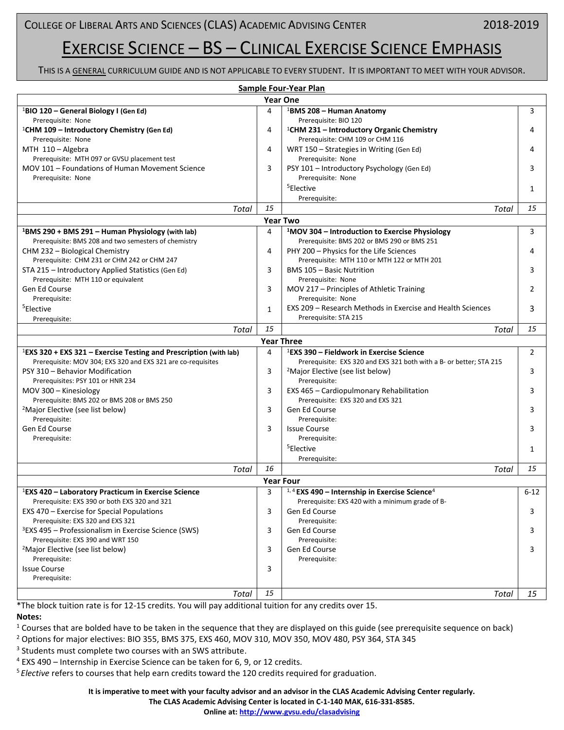College of Liberal Arts and Sciences (CLAS) Academic Advising Center — 2018-2019

# Exercise Science – BS – Clinical Exercise Science Emphasis

This is a GENERAL curriculum guide and is not applicable to every student. It is important to meet with your advisor.

## Sample Four-Year Plan

### Year One

| Course | Credits | Course | Credits |
|---|---|---|---|
| [1]**BIO 120 – General Biology I (Gen Ed)**<br>Prerequisite: None | 4 | [1]**BMS 208 – Human Anatomy**<br>Prerequisite: BIO 120 | 3 |
| [1]**CHM 109 – Introductory Chemistry (Gen Ed)**<br>Prerequisite: None | 4 | [1]**CHM 231 – Introductory Organic Chemistry**<br>Prerequisite: CHM 109 or CHM 116 | 4 |
| MTH 110 – Algebra<br>Prerequisite: MTH 097 or GVSU placement test | 4 | WRT 150 – Strategies in Writing (Gen Ed)<br>Prerequisite: None | 4 |
| MOV 101 – Foundations of Human Movement Science<br>Prerequisite: None | 3 | PSY 101 – Introductory Psychology (Gen Ed)<br>Prerequisite: None | 3 |
| | | [5]Elective<br>Prerequisite: | 1 |
| *Total* | *15* | *Total* | *15* |

### Year Two

| Course | Credits | Course | Credits |
|---|---|---|---|
| [1]**BMS 290 + BMS 291 – Human Physiology (with lab)**<br>Prerequisite: BMS 208 and two semesters of chemistry | 4 | [1]**MOV 304 – Introduction to Exercise Physiology**<br>Prerequisite: BMS 202 or BMS 290 or BMS 251 | 3 |
| CHM 232 – Biological Chemistry<br>Prerequisite: CHM 231 or CHM 242 or CHM 247 | 4 | PHY 200 – Physics for the Life Sciences<br>Prerequisite: MTH 110 or MTH 122 or MTH 201 | 4 |
| STA 215 – Introductory Applied Statistics (Gen Ed)<br>Prerequisite: MTH 110 or equivalent | 3 | BMS 105 – Basic Nutrition<br>Prerequisite: None | 3 |
| Gen Ed Course<br>Prerequisite: | 3 | MOV 217 – Principles of Athletic Training<br>Prerequisite: None | 2 |
| [5]Elective<br>Prerequisite: | 1 | EXS 209 – Research Methods in Exercise and Health Sciences<br>Prerequisite: STA 215 | 3 |
| *Total* | *15* | *Total* | *15* |

### Year Three

| Course | Credits | Course | Credits |
|---|---|---|---|
| [1]**EXS 320 + EXS 321 – Exercise Testing and Prescription (with lab)**<br>Prerequisite: MOV 304; EXS 320 and EXS 321 are co-requisites | 4 | [1]**EXS 390 – Fieldwork in Exercise Science**<br>Prerequisite: EXS 320 and EXS 321 both with a B- or better; STA 215 | 2 |
| PSY 310 – Behavior Modification<br>Prerequisites: PSY 101 or HNR 234 | 3 | [2]Major Elective (see list below)<br>Prerequisite: | 3 |
| MOV 300 – Kinesiology<br>Prerequisite: BMS 202 or BMS 208 or BMS 250 | 3 | EXS 465 – Cardiopulmonary Rehabilitation<br>Prerequisite: EXS 320 and EXS 321 | 3 |
| [2]Major Elective (see list below)<br>Prerequisite: | 3 | Gen Ed Course<br>Prerequisite: | 3 |
| Gen Ed Course<br>Prerequisite: | 3 | Issue Course<br>Prerequisite: | 3 |
| | | [5]Elective<br>Prerequisite: | 1 |
| *Total* | *16* | *Total* | *15* |

### Year Four

| Course | Credits | Course | Credits |
|---|---|---|---|
| [1]**EXS 420 – Laboratory Practicum in Exercise Science**<br>Prerequisite: EXS 390 or both EXS 320 and 321 | 3 | [1,4]**EXS 490 – Internship in Exercise Science**[4]<br>Prerequisite: EXS 420 with a minimum grade of B- | 6-12 |
| EXS 470 – Exercise for Special Populations<br>Prerequisite: EXS 320 and EXS 321 | 3 | Gen Ed Course<br>Prerequisite: | 3 |
| [3]EXS 495 – Professionalism in Exercise Science (SWS)<br>Prerequisite: EXS 390 and WRT 150 | 3 | Gen Ed Course<br>Prerequisite: | 3 |
| [2]Major Elective (see list below)<br>Prerequisite: | 3 | Gen Ed Course<br>Prerequisite: | 3 |
| Issue Course<br>Prerequisite: | 3 | | |
| *Total* | *15* | *Total* | *15* |

*The block tuition rate is for 12-15 credits. You will pay additional tuition for any credits over 15.

**Notes:**

[1] Courses that are bolded have to be taken in the sequence that they are displayed on this guide (see prerequisite sequence on back)

[2] Options for major electives: BIO 355, BMS 375, EXS 460, MOV 310, MOV 350, MOV 480, PSY 364, STA 345

[3] Students must complete two courses with an SWS attribute.

[4] EXS 490 – Internship in Exercise Science can be taken for 6, 9, or 12 credits.

[5] *Elective* refers to courses that help earn credits toward the 120 credits required for graduation.

**It is imperative to meet with your faculty advisor and an advisor in the CLAS Academic Advising Center regularly.**
**The CLAS Academic Advising Center is located in C-1-140 MAK, 616-331-8585.**
**Online at: http://www.gvsu.edu/clasadvising**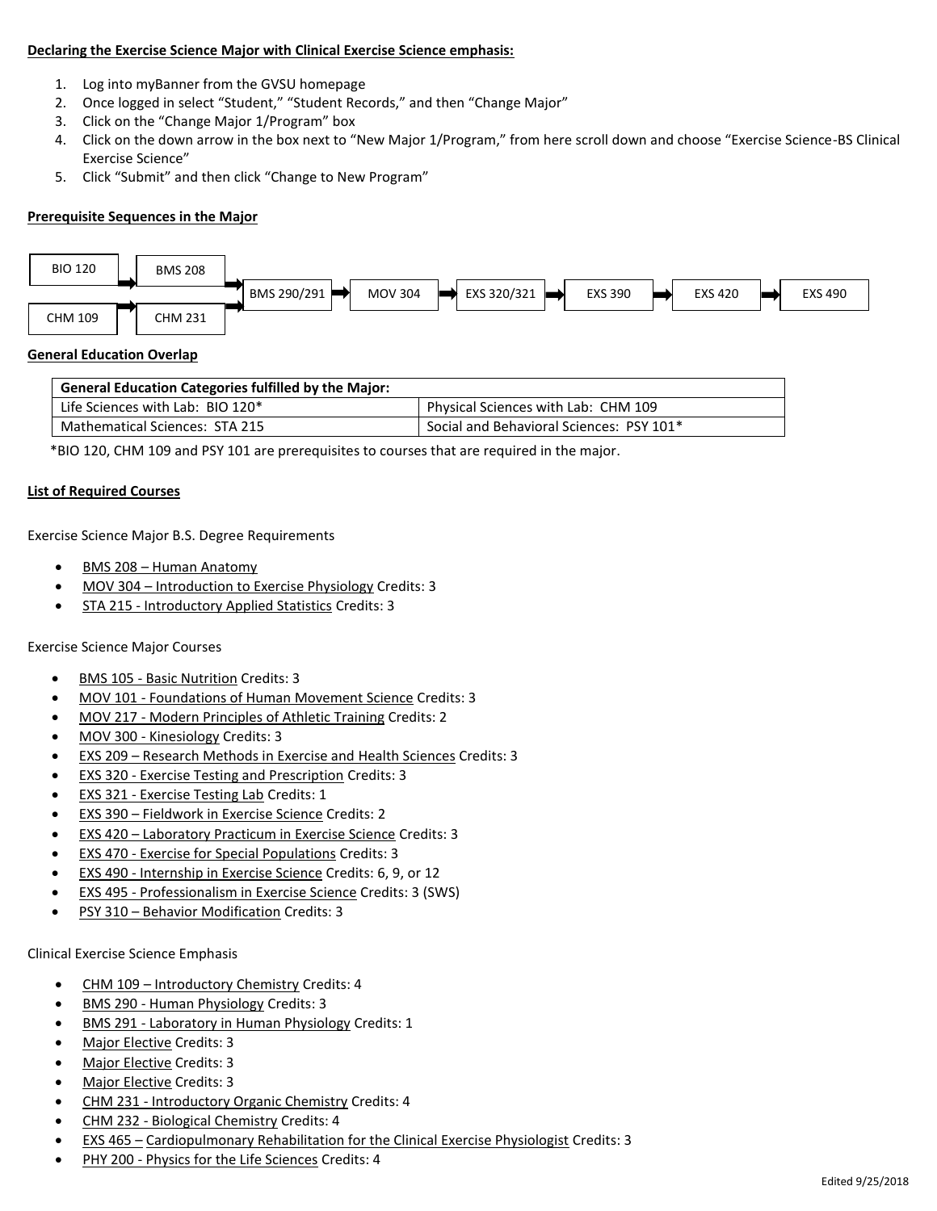**Declaring the Exercise Science Major with Clinical Exercise Science emphasis:**

1. Log into myBanner from the GVSU homepage
2. Once logged in select "Student," "Student Records," and then "Change Major"
3. Click on the "Change Major 1/Program" box
4. Click on the down arrow in the box next to "New Major 1/Program," from here scroll down and choose "Exercise Science-BS Clinical Exercise Science"
5. Click "Submit" and then click "Change to New Program"

**Prerequisite Sequences in the Major**

BIO 120 → BMS 208

CHM 109 → CHM 231

→ BMS 290/291 → MOV 304 → EXS 320/321 → EXS 390 → EXS 420 → EXS 490

**General Education Overlap**

| General Education Categories fulfilled by the Major: | |
|---|---|
| Life Sciences with Lab: BIO 120* | Physical Sciences with Lab: CHM 109 |
| Mathematical Sciences: STA 215 | Social and Behavioral Sciences: PSY 101* |

*BIO 120, CHM 109 and PSY 101 are prerequisites to courses that are required in the major.

**List of Required Courses**

Exercise Science Major B.S. Degree Requirements

- BMS 208 – Human Anatomy
- MOV 304 – Introduction to Exercise Physiology Credits: 3
- STA 215 - Introductory Applied Statistics Credits: 3

Exercise Science Major Courses

- BMS 105 - Basic Nutrition Credits: 3
- MOV 101 - Foundations of Human Movement Science Credits: 3
- MOV 217 - Modern Principles of Athletic Training Credits: 2
- MOV 300 - Kinesiology Credits: 3
- EXS 209 – Research Methods in Exercise and Health Sciences Credits: 3
- EXS 320 - Exercise Testing and Prescription Credits: 3
- EXS 321 - Exercise Testing Lab Credits: 1
- EXS 390 – Fieldwork in Exercise Science Credits: 2
- EXS 420 – Laboratory Practicum in Exercise Science Credits: 3
- EXS 470 - Exercise for Special Populations Credits: 3
- EXS 490 - Internship in Exercise Science Credits: 6, 9, or 12
- EXS 495 - Professionalism in Exercise Science Credits: 3 (SWS)
- PSY 310 – Behavior Modification Credits: 3

Clinical Exercise Science Emphasis

- CHM 109 – Introductory Chemistry Credits: 4
- BMS 290 - Human Physiology Credits: 3
- BMS 291 - Laboratory in Human Physiology Credits: 1
- Major Elective Credits: 3
- Major Elective Credits: 3
- Major Elective Credits: 3
- CHM 231 - Introductory Organic Chemistry Credits: 4
- CHM 232 - Biological Chemistry Credits: 4
- EXS 465 – Cardiopulmonary Rehabilitation for the Clinical Exercise Physiologist Credits: 3
- PHY 200 - Physics for the Life Sciences Credits: 4

Edited 9/25/2018